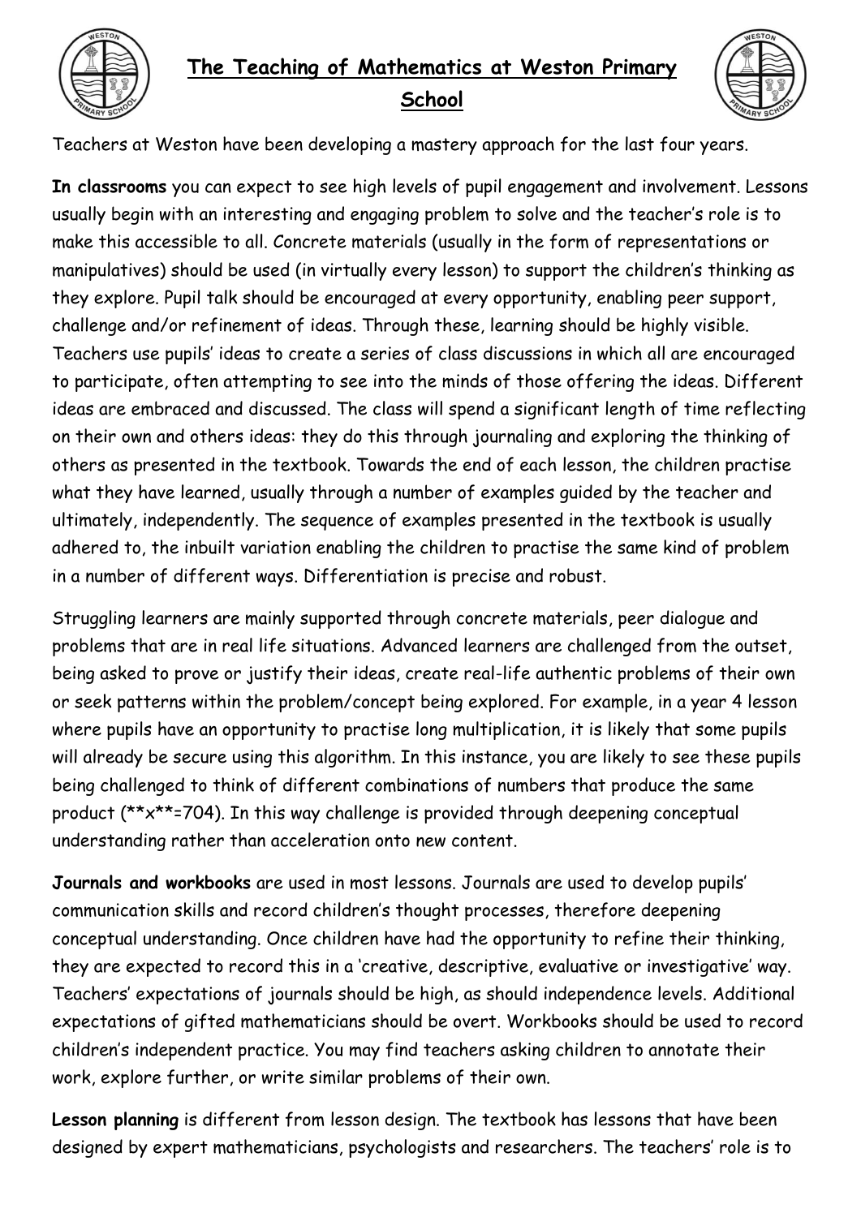# The Teaching of Mathematics at Weston Primary School

Teachers at Weston have been developing a mastery approach for the last four years.

**In classrooms** you can expect to see high levels of pupil engagement and involvement. Lessons usually begin with an interesting and engaging problem to solve and the teacher's role is to make this accessible to all. Concrete materials (usually in the form of representations or manipulatives) should be used (in virtually every lesson) to support the children's thinking as they explore. Pupil talk should be encouraged at every opportunity, enabling peer support, challenge and/or refinement of ideas. Through these, learning should be highly visible. Teachers use pupils' ideas to create a series of class discussions in which all are encouraged to participate, often attempting to see into the minds of those offering the ideas. Different ideas are embraced and discussed. The class will spend a significant length of time reflecting on their own and others ideas: they do this through journaling and exploring the thinking of others as presented in the textbook. Towards the end of each lesson, the children practise what they have learned, usually through a number of examples guided by the teacher and ultimately, independently. The sequence of examples presented in the textbook is usually adhered to, the inbuilt variation enabling the children to practise the same kind of problem in a number of different ways. Differentiation is precise and robust.

Struggling learners are mainly supported through concrete materials, peer dialogue and problems that are in real life situations. Advanced learners are challenged from the outset, being asked to prove or justify their ideas, create real-life authentic problems of their own or seek patterns within the problem/concept being explored. For example, in a year 4 lesson where pupils have an opportunity to practise long multiplication, it is likely that some pupils will already be secure using this algorithm. In this instance, you are likely to see these pupils being challenged to think of different combinations of numbers that produce the same product (**x**=704). In this way challenge is provided through deepening conceptual understanding rather than acceleration onto new content.

**Journals and workbooks** are used in most lessons. Journals are used to develop pupils' communication skills and record children's thought processes, therefore deepening conceptual understanding. Once children have had the opportunity to refine their thinking, they are expected to record this in a 'creative, descriptive, evaluative or investigative' way. Teachers' expectations of journals should be high, as should independence levels. Additional expectations of gifted mathematicians should be overt. Workbooks should be used to record children's independent practice. You may find teachers asking children to annotate their work, explore further, or write similar problems of their own.

**Lesson planning** is different from lesson design. The textbook has lessons that have been designed by expert mathematicians, psychologists and researchers. The teachers' role is to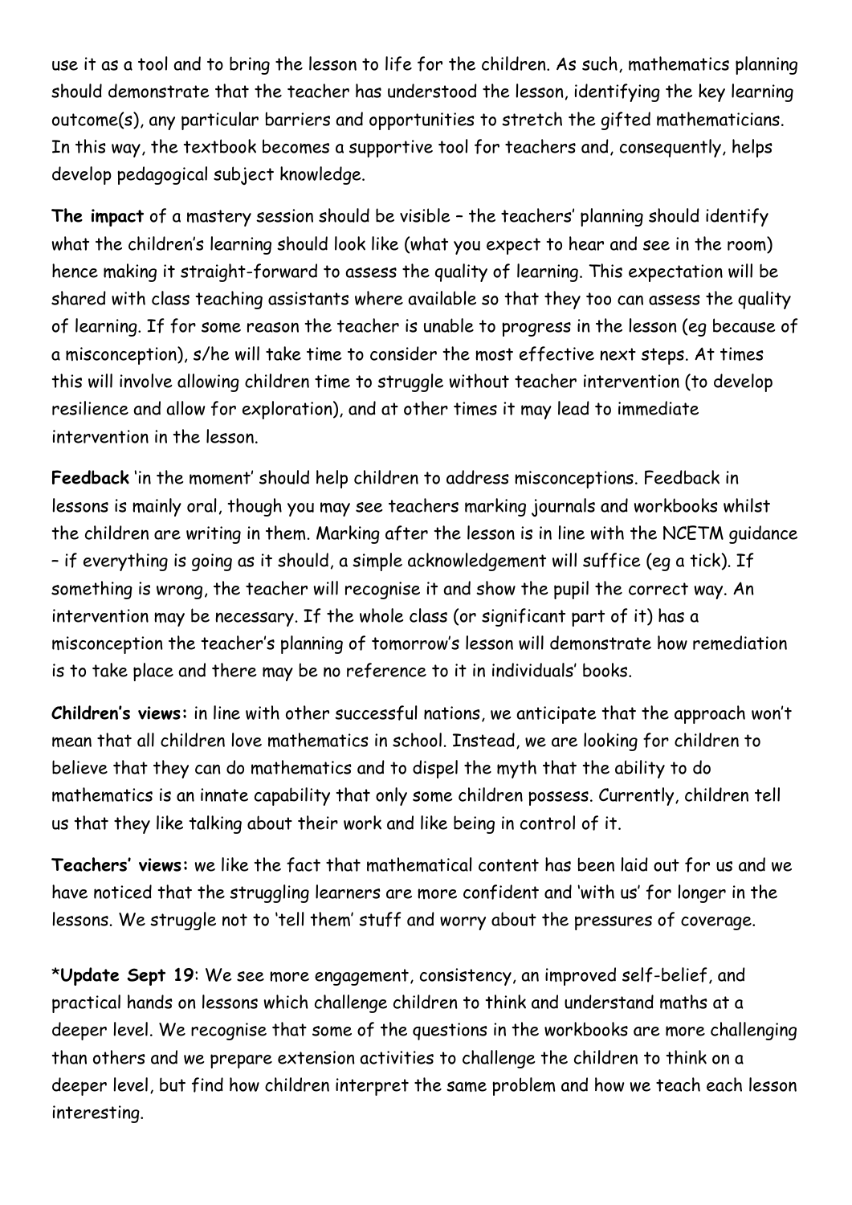use it as a tool and to bring the lesson to life for the children. As such, mathematics planning should demonstrate that the teacher has understood the lesson, identifying the key learning outcome(s), any particular barriers and opportunities to stretch the gifted mathematicians. In this way, the textbook becomes a supportive tool for teachers and, consequently, helps develop pedagogical subject knowledge.

**The impact** of a mastery session should be visible – the teachers' planning should identify what the children's learning should look like (what you expect to hear and see in the room) hence making it straight-forward to assess the quality of learning. This expectation will be shared with class teaching assistants where available so that they too can assess the quality of learning. If for some reason the teacher is unable to progress in the lesson (eg because of a misconception), s/he will take time to consider the most effective next steps. At times this will involve allowing children time to struggle without teacher intervention (to develop resilience and allow for exploration), and at other times it may lead to immediate intervention in the lesson.

**Feedback** 'in the moment' should help children to address misconceptions. Feedback in lessons is mainly oral, though you may see teachers marking journals and workbooks whilst the children are writing in them. Marking after the lesson is in line with the NCETM guidance – if everything is going as it should, a simple acknowledgement will suffice (eg a tick). If something is wrong, the teacher will recognise it and show the pupil the correct way. An intervention may be necessary. If the whole class (or significant part of it) has a misconception the teacher's planning of tomorrow's lesson will demonstrate how remediation is to take place and there may be no reference to it in individuals' books.

**Children's views:** in line with other successful nations, we anticipate that the approach won't mean that all children love mathematics in school. Instead, we are looking for children to believe that they can do mathematics and to dispel the myth that the ability to do mathematics is an innate capability that only some children possess. Currently, children tell us that they like talking about their work and like being in control of it.

**Teachers' views:** we like the fact that mathematical content has been laid out for us and we have noticed that the struggling learners are more confident and 'with us' for longer in the lessons. We struggle not to 'tell them' stuff and worry about the pressures of coverage.

***Update Sept 19**: We see more engagement, consistency, an improved self-belief, and practical hands on lessons which challenge children to think and understand maths at a deeper level. We recognise that some of the questions in the workbooks are more challenging than others and we prepare extension activities to challenge the children to think on a deeper level, but find how children interpret the same problem and how we teach each lesson interesting.